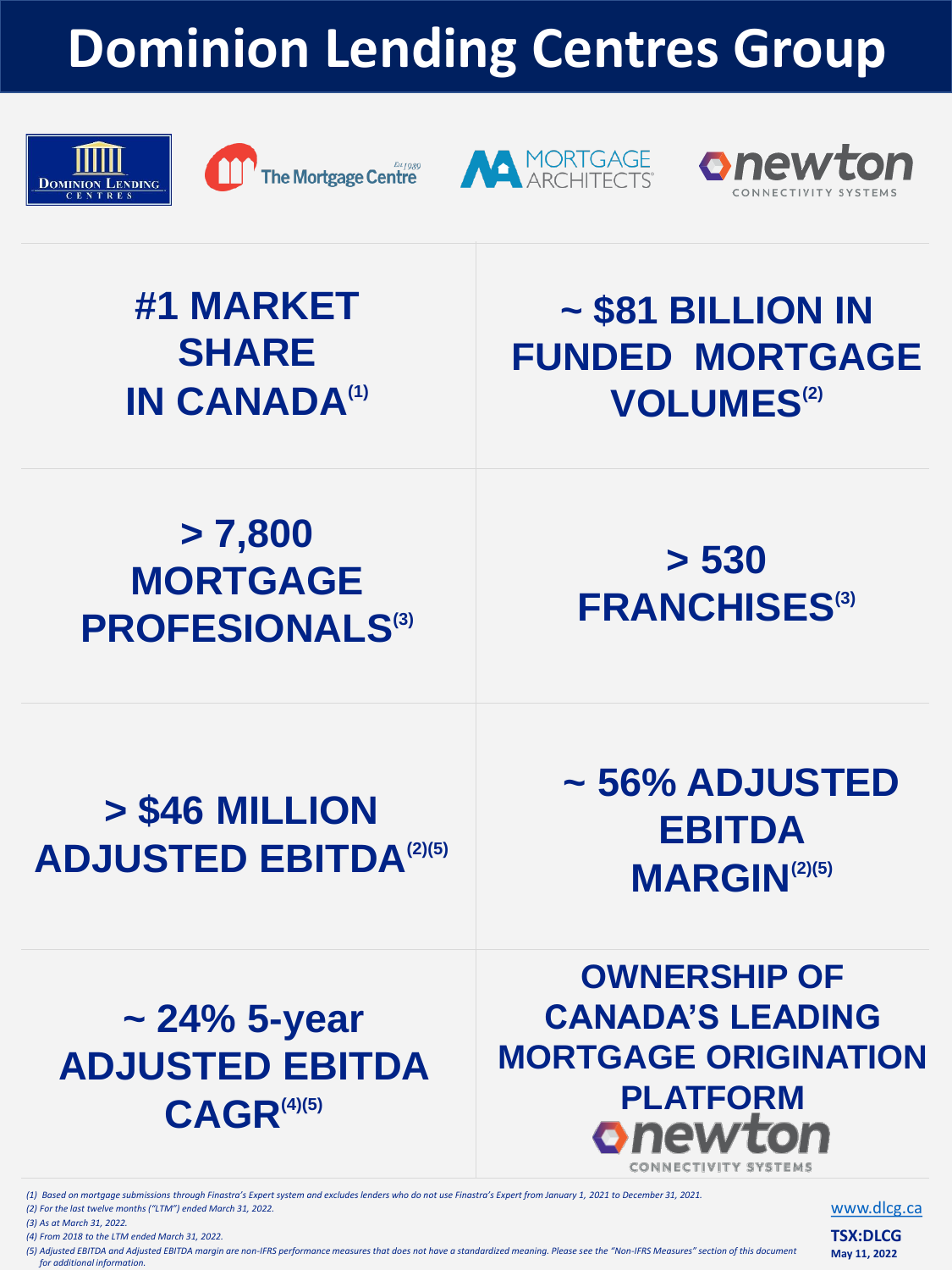# Dominion Lending Centres Group

Dominion Lending Centres | The Mortgage Centre | Mortgage Architects | newton Connectivity Systems

**#1 MARKET SHARE IN CANADA[(1)]**

**~ $81 BILLION IN FUNDED MORTGAGE VOLUMES[(2)]**

**> 7,800 MORTGAGE PROFESIONALS[(3)]**

**> 530 FRANCHISES[(3)]**

**> $46 MILLION ADJUSTED EBITDA[(2)(5)]**

**~ 56% ADJUSTED EBITDA MARGIN[(2)(5)]**

**~ 24% 5-year ADJUSTED EBITDA CAGR[(4)(5)]**

**OWNERSHIP OF CANADA'S LEADING MORTGAGE ORIGINATION PLATFORM**

newton Connectivity Systems

*(1) Based on mortgage submissions through Finastra's Expert system and excludes lenders who do not use Finastra's Expert from January 1, 2021 to December 31, 2021.*
*(2) For the last twelve months ("LTM") ended March 31, 2022.*
*(3) As at March 31, 2022.*
*(4) From 2018 to the LTM ended March 31, 2022.*
*(5) Adjusted EBITDA and Adjusted EBITDA margin are non-IFRS performance measures that does not have a standardized meaning. Please see the "Non-IFRS Measures" section of this document for additional information.*

www.dlcg.ca

**TSX:DLCG**

**May 11, 2022**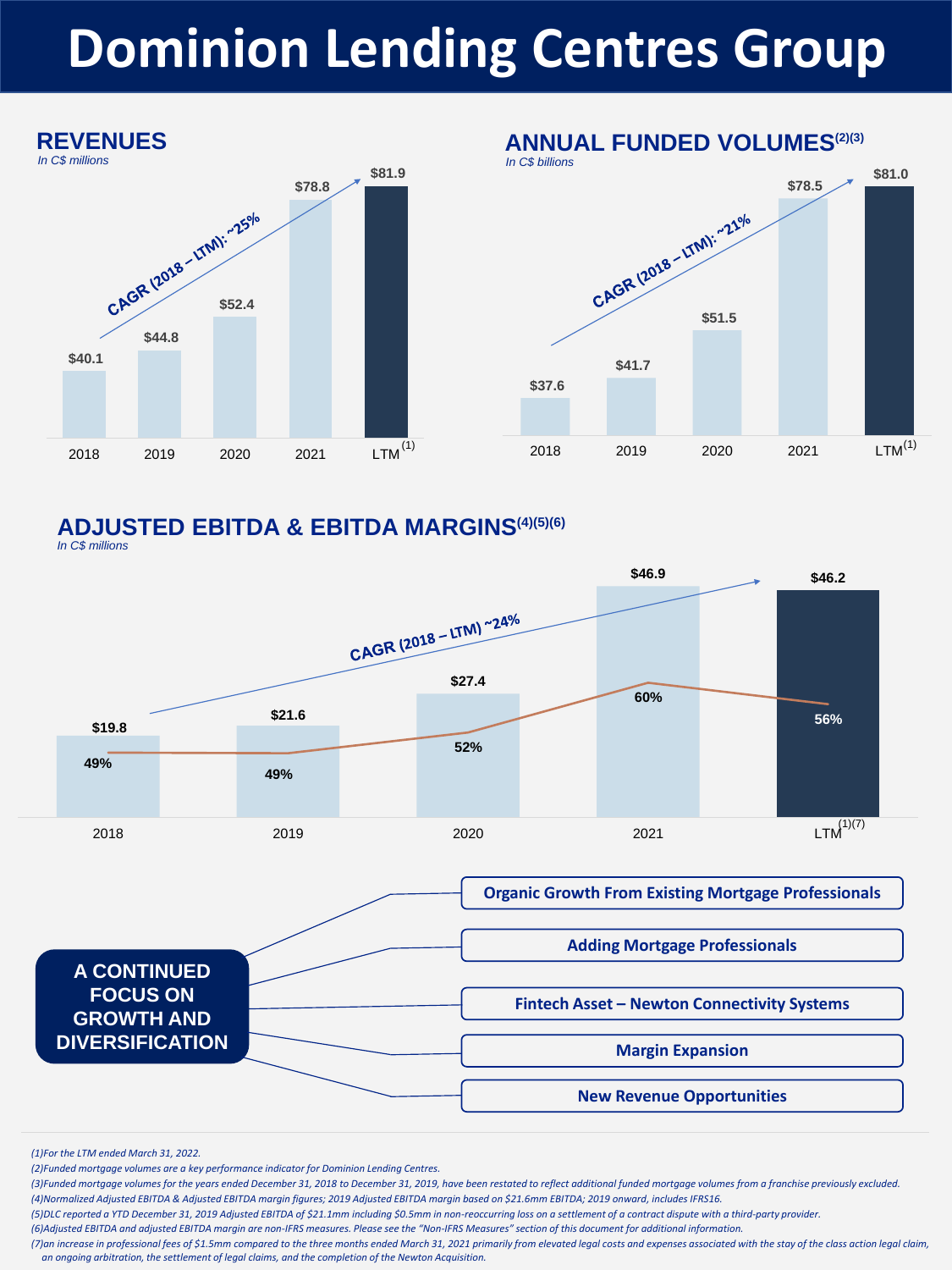# Dominion Lending Centres Group

## REVENUES

*In C$ millions*

| | 2018 | 2019 | 2020 | 2021 | LTM(1) |
|---|---|---|---|---|---|
| Revenues | $40.1 | $44.8 | $52.4 | $78.8 | $81.9 |

CAGR (2018 – LTM): ~25%

## ANNUAL FUNDED VOLUMES(2)(3)

*In C$ billions*

| | 2018 | 2019 | 2020 | 2021 | LTM(1) |
|---|---|---|---|---|---|
| Annual Funded Volumes | $37.6 | $41.7 | $51.5 | $78.5 | $81.0 |

CAGR (2018 – LTM): ~21%

## ADJUSTED EBITDA & EBITDA MARGINS(4)(5)(6)

*In C$ millions*

| | 2018 | 2019 | 2020 | 2021 | LTM(1)(7) |
|---|---|---|---|---|---|
| Adjusted EBITDA | $19.8 | $21.6 | $27.4 | $46.9 | $46.2 |
| EBITDA Margin | 49% | 49% | 52% | 60% | 56% |

CAGR (2018 – LTM) ~24%

## A CONTINUED FOCUS ON GROWTH AND DIVERSIFICATION

- Organic Growth From Existing Mortgage Professionals
- Adding Mortgage Professionals
- Fintech Asset – Newton Connectivity Systems
- Margin Expansion
- New Revenue Opportunities

*(1)For the LTM ended March 31, 2022.*

*(2)Funded mortgage volumes are a key performance indicator for Dominion Lending Centres.*

*(3)Funded mortgage volumes for the years ended December 31, 2018 to December 31, 2019, have been restated to reflect additional funded mortgage volumes from a franchise previously excluded.*

*(4)Normalized Adjusted EBITDA & Adjusted EBITDA margin figures; 2019 Adjusted EBITDA margin based on $21.6mm EBITDA; 2019 onward, includes IFRS16.*

*(5)DLC reported a YTD December 31, 2019 Adjusted EBITDA of $21.1mm including $0.5mm in non-reoccurring loss on a settlement of a contract dispute with a third-party provider.*

*(6)Adjusted EBITDA and adjusted EBITDA margin are non-IFRS measures. Please see the "Non-IFRS Measures" section of this document for additional information.*

*(7)an increase in professional fees of $1.5mm compared to the three months ended March 31, 2021 primarily from elevated legal costs and expenses associated with the stay of the class action legal claim, an ongoing arbitration, the settlement of legal claims, and the completion of the Newton Acquisition.*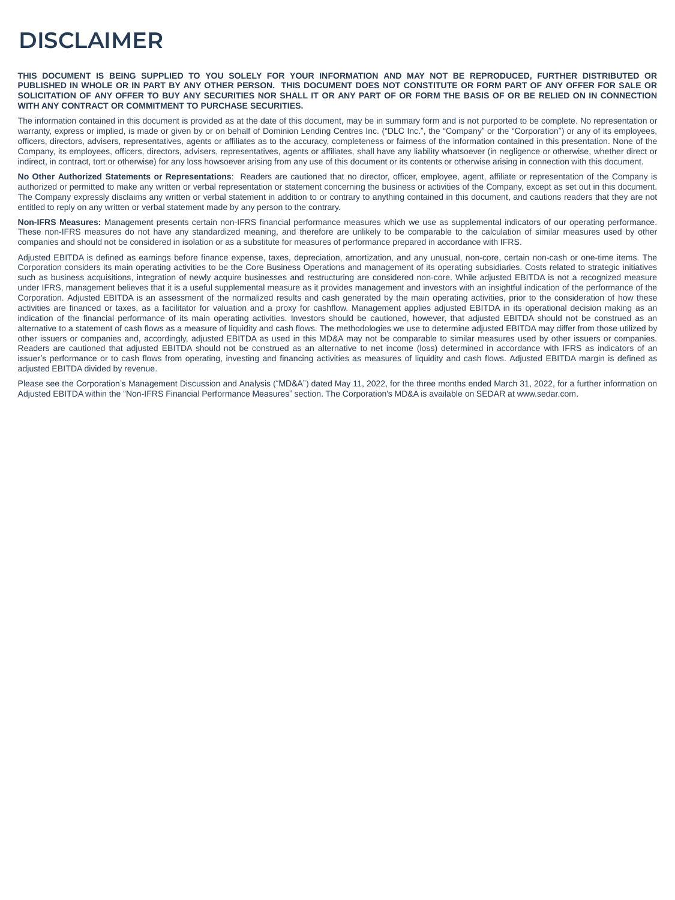# DISCLAIMER

**THIS DOCUMENT IS BEING SUPPLIED TO YOU SOLELY FOR YOUR INFORMATION AND MAY NOT BE REPRODUCED, FURTHER DISTRIBUTED OR PUBLISHED IN WHOLE OR IN PART BY ANY OTHER PERSON. THIS DOCUMENT DOES NOT CONSTITUTE OR FORM PART OF ANY OFFER FOR SALE OR SOLICITATION OF ANY OFFER TO BUY ANY SECURITIES NOR SHALL IT OR ANY PART OF OR FORM THE BASIS OF OR BE RELIED ON IN CONNECTION WITH ANY CONTRACT OR COMMITMENT TO PURCHASE SECURITIES.**

The information contained in this document is provided as at the date of this document, may be in summary form and is not purported to be complete. No representation or warranty, express or implied, is made or given by or on behalf of Dominion Lending Centres Inc. ("DLC Inc.", the "Company" or the "Corporation") or any of its employees, officers, directors, advisers, representatives, agents or affiliates as to the accuracy, completeness or fairness of the information contained in this presentation. None of the Company, its employees, officers, directors, advisers, representatives, agents or affiliates, shall have any liability whatsoever (in negligence or otherwise, whether direct or indirect, in contract, tort or otherwise) for any loss howsoever arising from any use of this document or its contents or otherwise arising in connection with this document.

**No Other Authorized Statements or Representations**: Readers are cautioned that no director, officer, employee, agent, affiliate or representation of the Company is authorized or permitted to make any written or verbal representation or statement concerning the business or activities of the Company, except as set out in this document. The Company expressly disclaims any written or verbal statement in addition to or contrary to anything contained in this document, and cautions readers that they are not entitled to reply on any written or verbal statement made by any person to the contrary.

**Non-IFRS Measures:** Management presents certain non-IFRS financial performance measures which we use as supplemental indicators of our operating performance. These non-IFRS measures do not have any standardized meaning, and therefore are unlikely to be comparable to the calculation of similar measures used by other companies and should not be considered in isolation or as a substitute for measures of performance prepared in accordance with IFRS.

Adjusted EBITDA is defined as earnings before finance expense, taxes, depreciation, amortization, and any unusual, non-core, certain non-cash or one-time items. The Corporation considers its main operating activities to be the Core Business Operations and management of its operating subsidiaries. Costs related to strategic initiatives such as business acquisitions, integration of newly acquire businesses and restructuring are considered non-core. While adjusted EBITDA is not a recognized measure under IFRS, management believes that it is a useful supplemental measure as it provides management and investors with an insightful indication of the performance of the Corporation. Adjusted EBITDA is an assessment of the normalized results and cash generated by the main operating activities, prior to the consideration of how these activities are financed or taxes, as a facilitator for valuation and a proxy for cashflow. Management applies adjusted EBITDA in its operational decision making as an indication of the financial performance of its main operating activities. Investors should be cautioned, however, that adjusted EBITDA should not be construed as an alternative to a statement of cash flows as a measure of liquidity and cash flows. The methodologies we use to determine adjusted EBITDA may differ from those utilized by other issuers or companies and, accordingly, adjusted EBITDA as used in this MD&A may not be comparable to similar measures used by other issuers or companies. Readers are cautioned that adjusted EBITDA should not be construed as an alternative to net income (loss) determined in accordance with IFRS as indicators of an issuer's performance or to cash flows from operating, investing and financing activities as measures of liquidity and cash flows. Adjusted EBITDA margin is defined as adjusted EBITDA divided by revenue.

Please see the Corporation's Management Discussion and Analysis ("MD&A") dated May 11, 2022, for the three months ended March 31, 2022, for a further information on Adjusted EBITDA within the "Non-IFRS Financial Performance Measures" section. The Corporation's MD&A is available on SEDAR at www.sedar.com.